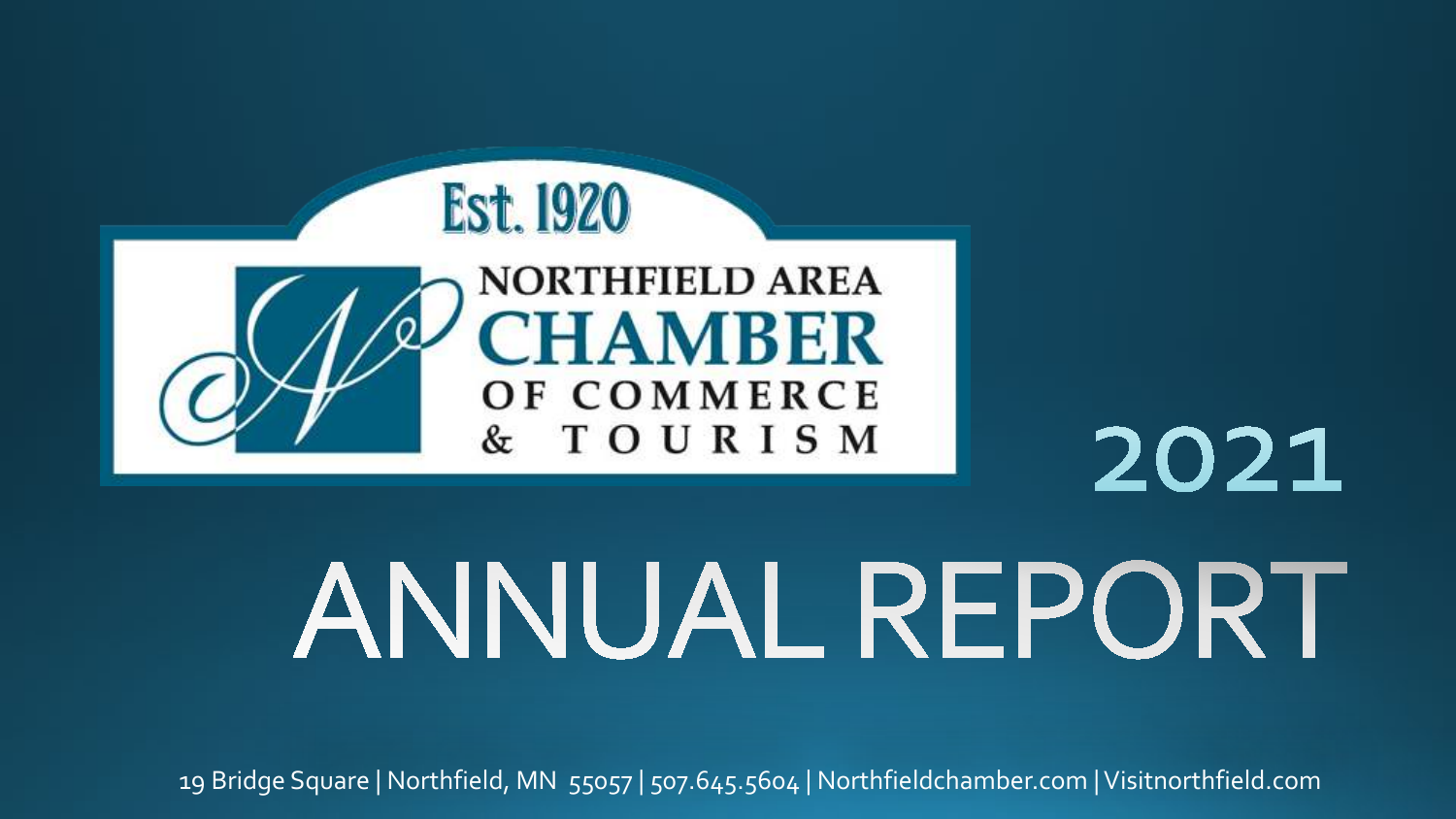Est. 1920

NORTHFIELD AREA
CHAMBER
OF COMMERCE
& TOURISM

# 2021 ANNUAL REPORT

19 Bridge Square | Northfield, MN 55057 | 507.645.5604 | Northfieldchamber.com | Visitnorthfield.com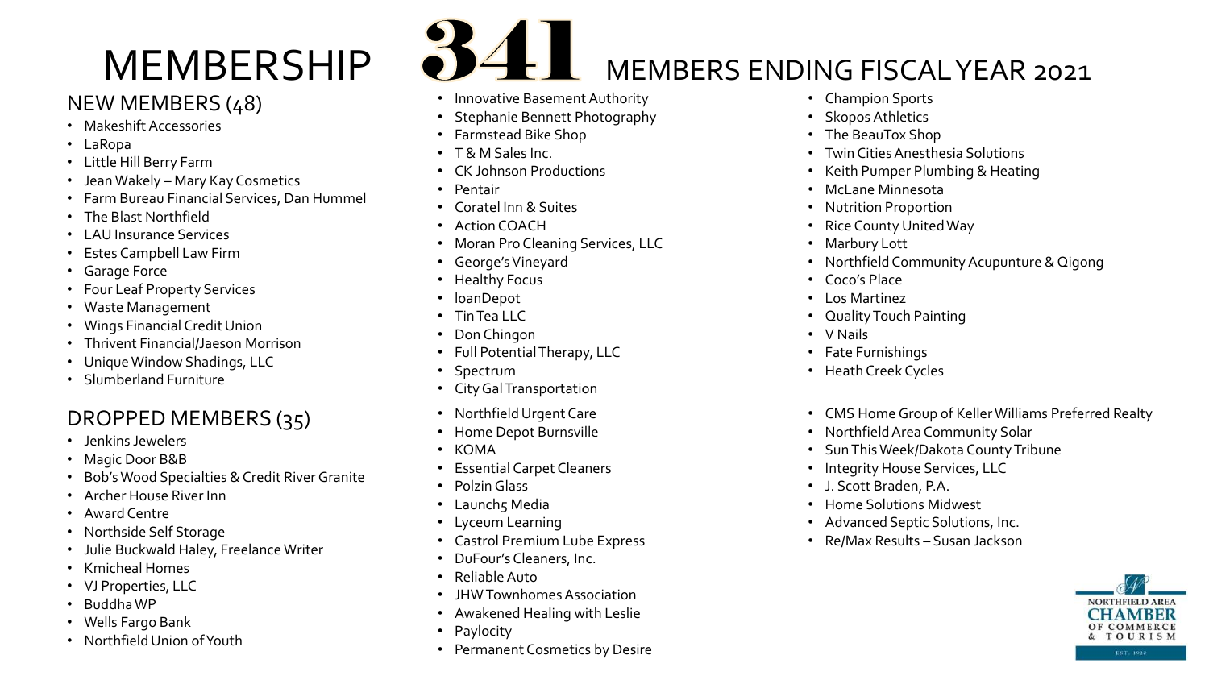# MEMBERSHIP 341 MEMBERS ENDING FISCAL YEAR 2021

## NEW MEMBERS (48)

- Makeshift Accessories
- LaRopa
- Little Hill Berry Farm
- Jean Wakely – Mary Kay Cosmetics
- Farm Bureau Financial Services, Dan Hummel
- The Blast Northfield
- LAU Insurance Services
- Estes Campbell Law Firm
- Garage Force
- Four Leaf Property Services
- Waste Management
- Wings Financial Credit Union
- Thrivent Financial/Jaeson Morrison
- Unique Window Shadings, LLC
- Slumberland Furniture
- Innovative Basement Authority
- Stephanie Bennett Photography
- Farmstead Bike Shop
- T & M Sales Inc.
- CK Johnson Productions
- Pentair
- Coratel Inn & Suites
- Action COACH
- Moran Pro Cleaning Services, LLC
- George's Vineyard
- Healthy Focus
- loanDepot
- Tin Tea LLC
- Don Chingon
- Full Potential Therapy, LLC
- Spectrum
- City Gal Transportation
- Champion Sports
- Skopos Athletics
- The BeauTox Shop
- Twin Cities Anesthesia Solutions
- Keith Pumper Plumbing & Heating
- McLane Minnesota
- Nutrition Proportion
- Rice County United Way
- Marbury Lott
- Northfield Community Acupunture & Qigong
- Coco's Place
- Los Martinez
- Quality Touch Painting
- V Nails
- Fate Furnishings
- Heath Creek Cycles

## DROPPED MEMBERS (35)

- Jenkins Jewelers
- Magic Door B&B
- Bob's Wood Specialties & Credit River Granite
- Archer House River Inn
- Award Centre
- Northside Self Storage
- Julie Buckwald Haley, Freelance Writer
- Kmicheal Homes
- VJ Properties, LLC
- Buddha WP
- Wells Fargo Bank
- Northfield Union of Youth
- Northfield Urgent Care
- Home Depot Burnsville
- KOMA
- Essential Carpet Cleaners
- Polzin Glass
- Launch5 Media
- Lyceum Learning
- Castrol Premium Lube Express
- DuFour's Cleaners, Inc.
- Reliable Auto
- JHW Townhomes Association
- Awakened Healing with Leslie
- Paylocity
- Permanent Cosmetics by Desire
- CMS Home Group of Keller Williams Preferred Realty
- Northfield Area Community Solar
- Sun This Week/Dakota County Tribune
- Integrity House Services, LLC
- J. Scott Braden, P.A.
- Home Solutions Midwest
- Advanced Septic Solutions, Inc.
- Re/Max Results – Susan Jackson

NORTHFIELD AREA CHAMBER OF COMMERCE & TOURISM
EST. 1920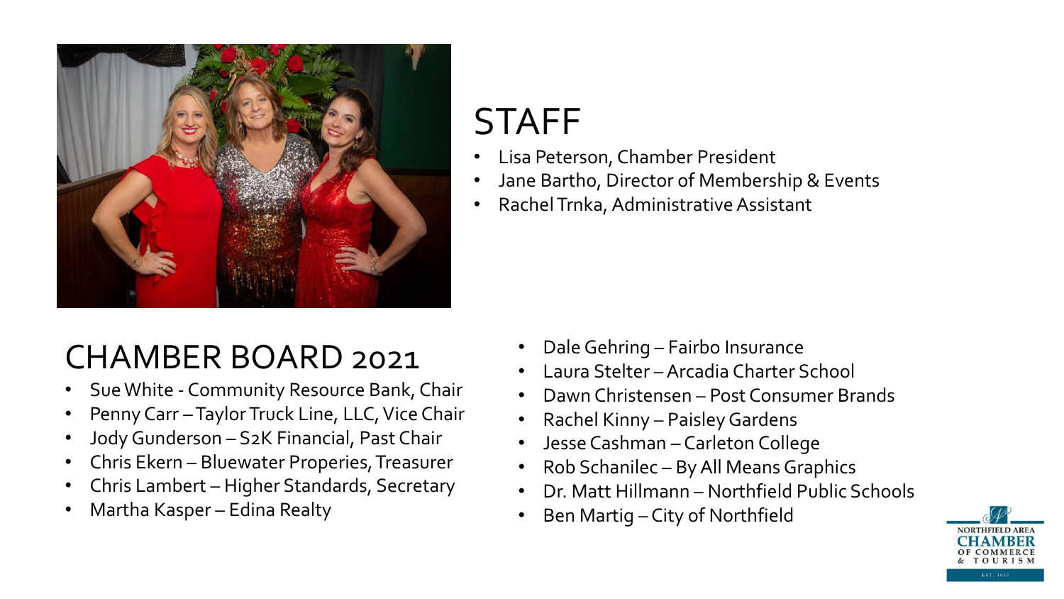# STAFF

- Lisa Peterson, Chamber President
- Jane Bartho, Director of Membership & Events
- Rachel Trnka, Administrative Assistant

# CHAMBER BOARD 2021

- Sue White - Community Resource Bank, Chair
- Penny Carr – Taylor Truck Line, LLC, Vice Chair
- Jody Gunderson – S2K Financial, Past Chair
- Chris Ekern – Bluewater Properies, Treasurer
- Chris Lambert – Higher Standards, Secretary
- Martha Kasper – Edina Realty
- Dale Gehring – Fairbo Insurance
- Laura Stelter – Arcadia Charter School
- Dawn Christensen – Post Consumer Brands
- Rachel Kinny – Paisley Gardens
- Jesse Cashman – Carleton College
- Rob Schanilec – By All Means Graphics
- Dr. Matt Hillmann – Northfield Public Schools
- Ben Martig – City of Northfield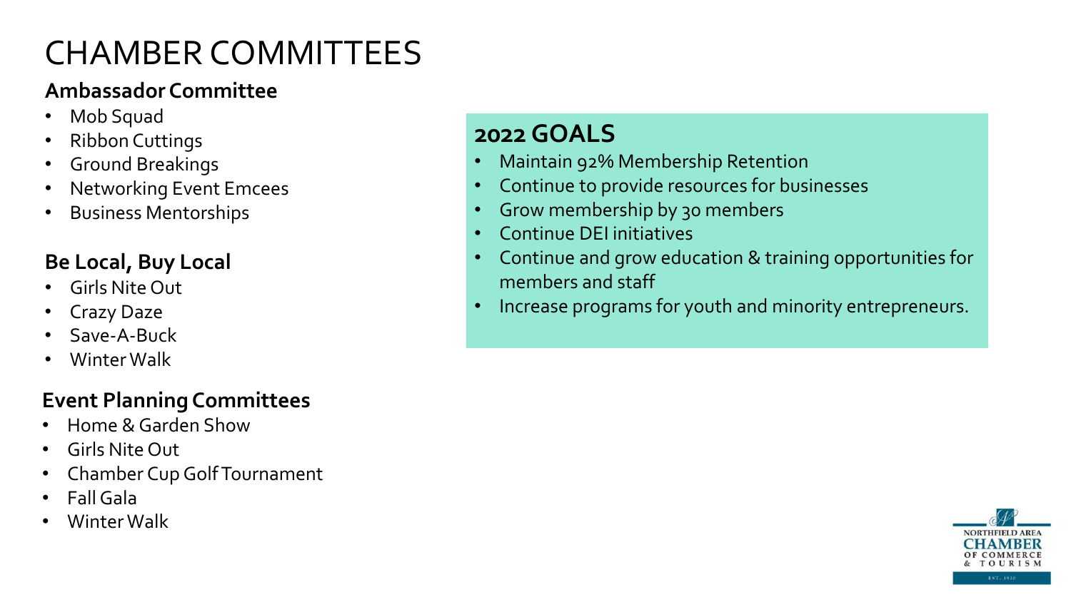# CHAMBER COMMITTEES

### Ambassador Committee

- Mob Squad
- Ribbon Cuttings
- Ground Breakings
- Networking Event Emcees
- Business Mentorships

### Be Local, Buy Local

- Girls Nite Out
- Crazy Daze
- Save-A-Buck
- Winter Walk

### Event Planning Committees

- Home & Garden Show
- Girls Nite Out
- Chamber Cup Golf Tournament
- Fall Gala
- Winter Walk

## 2022 GOALS

- Maintain 92% Membership Retention
- Continue to provide resources for businesses
- Grow membership by 30 members
- Continue DEI initiatives
- Continue and grow education & training opportunities for members and staff
- Increase programs for youth and minority entrepreneurs.

NORTHFIELD AREA CHAMBER OF COMMERCE & TOURISM
EST. 1920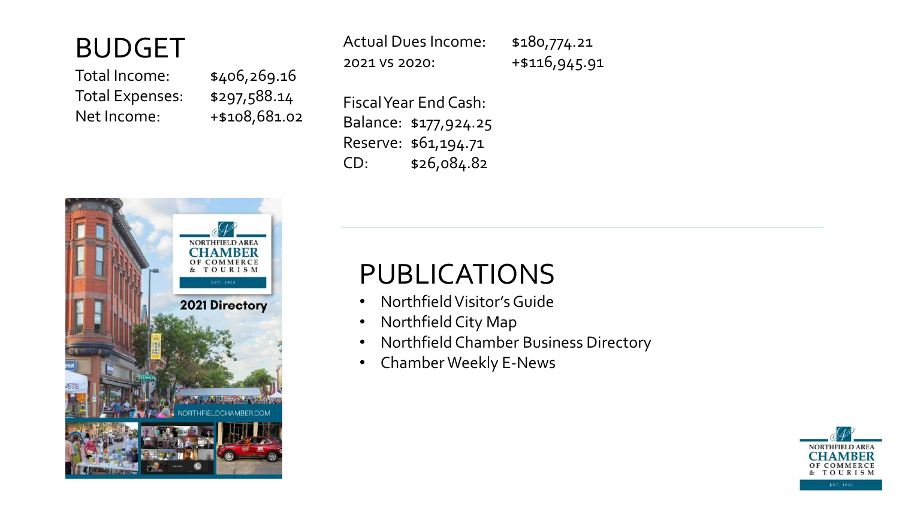# BUDGET

| | |
|---|---|
| Total Income: | $406,269.16 |
| Total Expenses: | $297,588.14 |
| Net Income: | +$108,681.02 |

| | |
|---|---|
| Actual Dues Income: | $180,774.21 |
| 2021 VS 2020: | +$116,945.91 |

Fiscal Year End Cash:

| | |
|---|---|
| Balance: | $177,924.25 |
| Reserve: | $61,194.71 |
| CD: | $26,084.82 |

# PUBLICATIONS

- Northfield Visitor's Guide
- Northfield City Map
- Northfield Chamber Business Directory
- Chamber Weekly E-News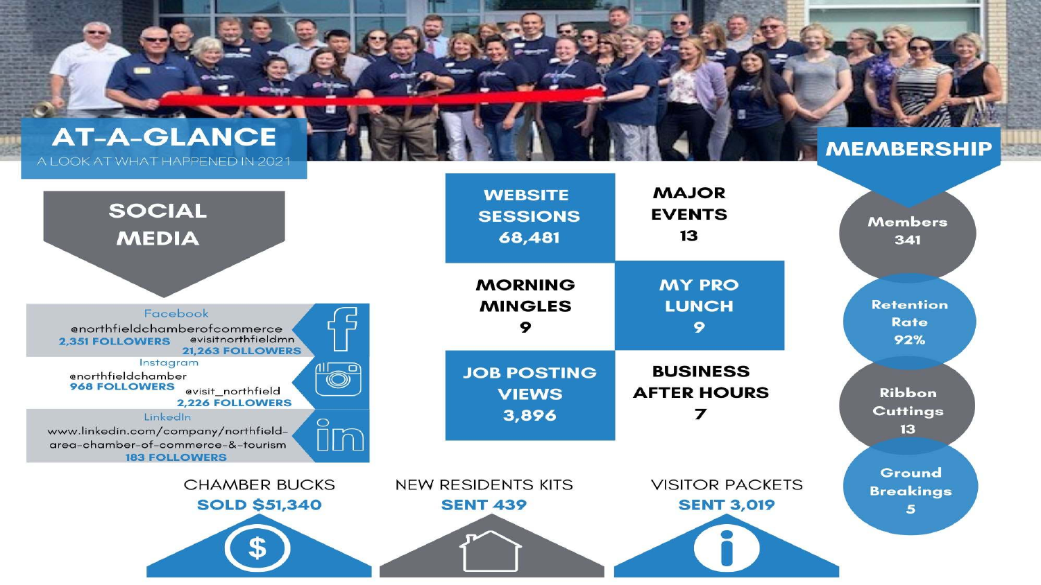# AT-A-GLANCE

A LOOK AT WHAT HAPPENED IN 2021

## SOCIAL MEDIA

**Facebook**

@northfieldchamberofcommerce
**2,351 FOLLOWERS**

@visitnorthfieldmn
**21,263 FOLLOWERS**

**Instagram**

@northfieldchamber
**968 FOLLOWERS**

@visit_northfield
**2,226 FOLLOWERS**

**LinkedIn**

www.linkedin.com/company/northfield-area-chamber-of-commerce-&-tourism
**183 FOLLOWERS**

**WEBSITE SESSIONS**
68,481

**MAJOR EVENTS**
13

**MORNING MINGLES**
9

**MY PRO LUNCH**
9

**JOB POSTING VIEWS**
3,896

**BUSINESS AFTER HOURS**
7

CHAMBER BUCKS
**SOLD $51,340**

NEW RESIDENTS KITS
**SENT 439**

VISITOR PACKETS
**SENT 3,019**

## MEMBERSHIP

**Members**
341

**Retention Rate**
92%

**Ribbon Cuttings**
13

**Ground Breakings**
5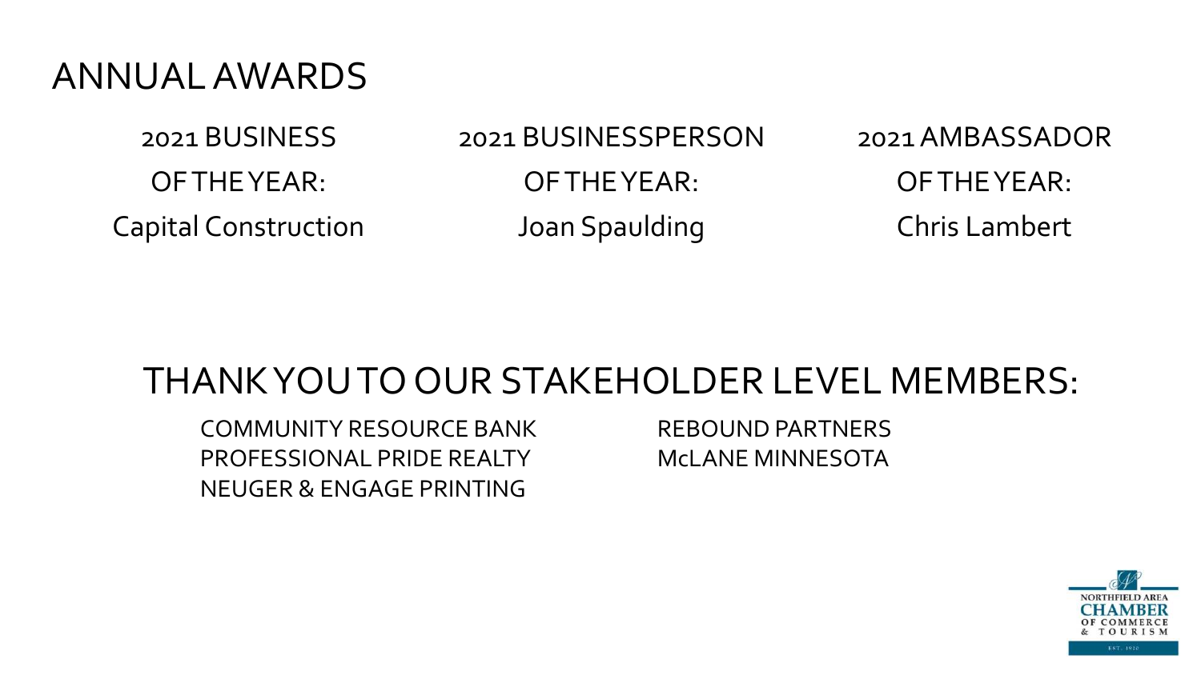# ANNUAL AWARDS

2021 BUSINESS
OF THE YEAR:
Capital Construction

2021 BUSINESSPERSON
OF THE YEAR:
Joan Spaulding

2021 AMBASSADOR
OF THE YEAR:
Chris Lambert

## THANK YOU TO OUR STAKEHOLDER LEVEL MEMBERS:

COMMUNITY RESOURCE BANK
PROFESSIONAL PRIDE REALTY
NEUGER & ENGAGE PRINTING
REBOUND PARTNERS
McLANE MINNESOTA

NORTHFIELD AREA
CHAMBER
OF COMMERCE
& TOURISM
EST. 1920